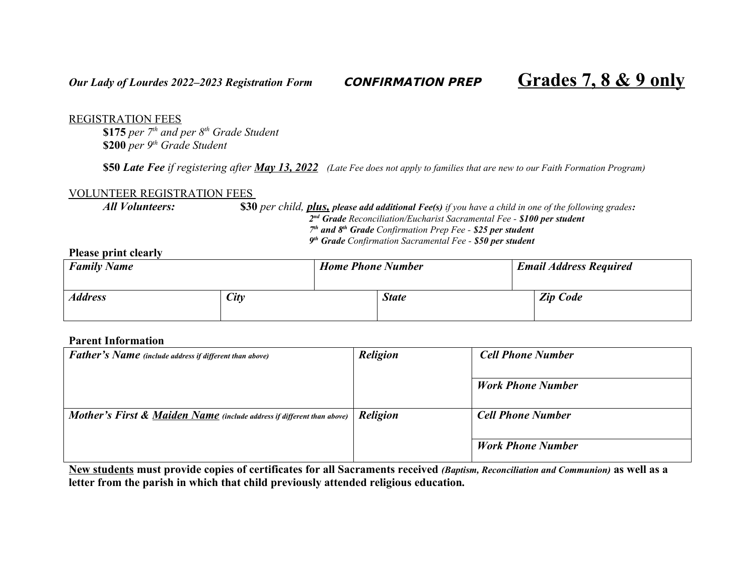*Our Lady of Lourdes 2022–2023 Registration Form* **CONFIRMATION PREP** **Grades 7, 8 & 9 only**

REGISTRATION FEES

**$175** *per 7th and per 8th Grade Student*
**$200** *per 9th Grade Student*

**$50** ***Late Fee*** *if registering after* ***May 13, 2022*** *(Late Fee does not apply to families that are new to our Faith Formation Program)*

VOLUNTEER REGISTRATION FEES

***All Volunteers:*** **$30** *per child,* ***plus, please add additional Fee(s)*** *if you have a child in one of the following grades:*

***2nd Grade*** *Reconciliation/Eucharist Sacramental Fee -* ***$100 per student***
***7th and 8th Grade*** *Confirmation Prep Fee -* ***$25 per student***
***9th Grade*** *Confirmation Sacramental Fee -* ***$50 per student***

**Please print clearly**

| ***Family Name*** | ***Home Phone Number*** | ***Email Address Required*** |
|---|---|---|
| | | |

| ***Address*** | ***City*** | ***State*** | ***Zip Code*** |
|---|---|---|---|
| | | | |

**Parent Information**

| ***Father's Name*** *(include address if different than above)* | ***Religion*** | ***Cell Phone Number*** |
|---|---|---|
| | | ***Work Phone Number*** |
| ***Mother's First & Maiden Name*** *(include address if different than above)* | ***Religion*** | ***Cell Phone Number*** |
| | | ***Work Phone Number*** |

**New students must provide copies of certificates for all Sacraments received** ***(Baptism, Reconciliation and Communion)*** **as well as a letter from the parish in which that child previously attended religious education.**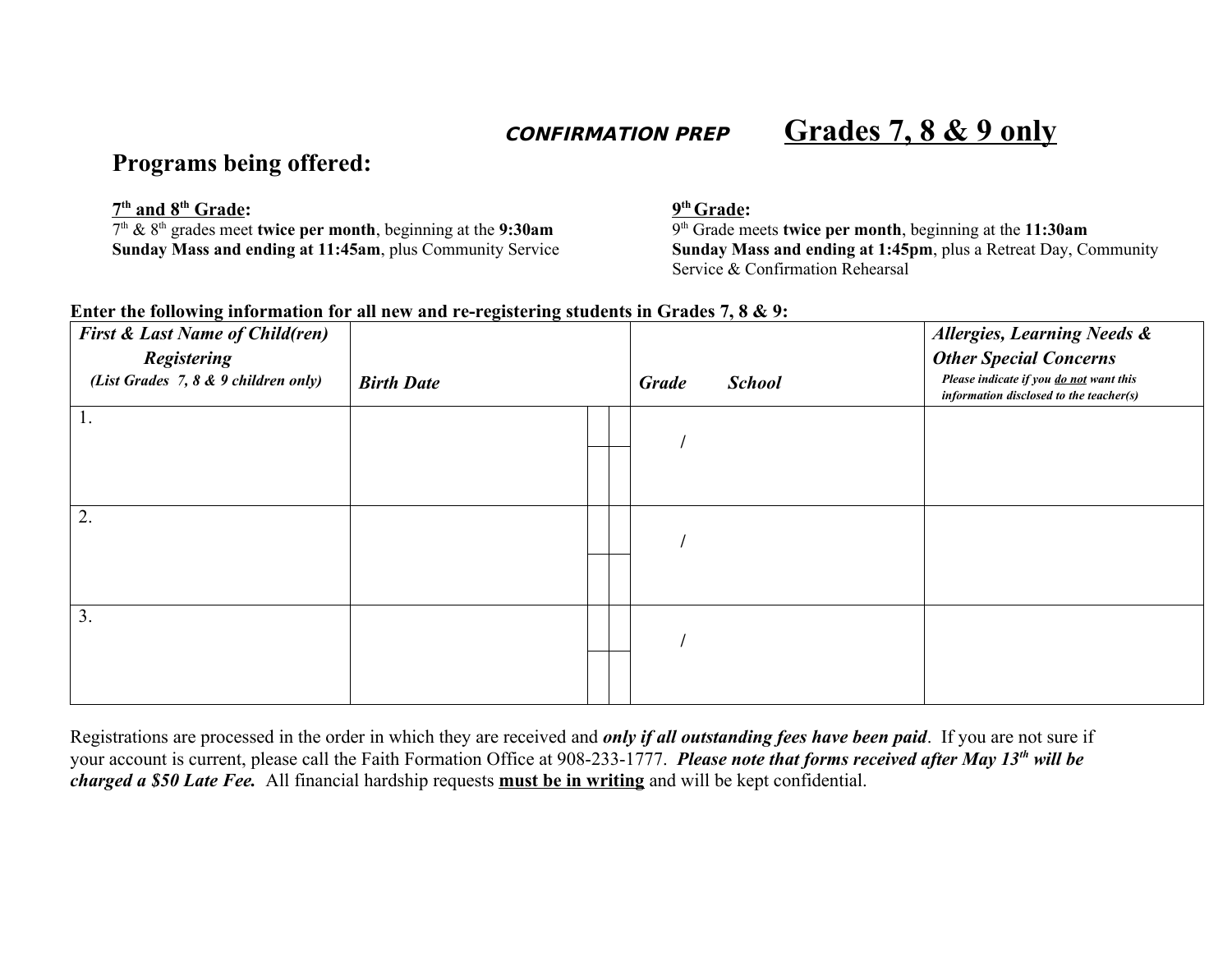***CONFIRMATION PREP*** **<u>Grades 7, 8 & 9 only</u>**

## Programs being offered:

**<u>7th and 8th Grade</u>:**
7th & 8th grades meet **twice per month**, beginning at the **9:30am Sunday Mass and ending at 11:45am**, plus Community Service

**<u>9th Grade</u>:**
9th Grade meets **twice per month**, beginning at the **11:30am Sunday Mass and ending at 1:45pm**, plus a Retreat Day, Community Service & Confirmation Rehearsal

**Enter the following information for all new and re-registering students in Grades 7, 8 & 9:**

| ***First & Last Name of Child(ren) Registering*** ***(List Grades 7, 8 & 9 children only)*** | ***Birth Date*** | ***Grade School*** | ***Allergies, Learning Needs & Other Special Concerns*** ***Please indicate if you <u>do not</u> want this information disclosed to the teacher(s)*** |
|---|---|---|---|
| 1. | | / | |
| 2. | | / | |
| 3. | | / | |

Registrations are processed in the order in which they are received and ***only if all outstanding fees have been paid***. If you are not sure if your account is current, please call the Faith Formation Office at 908-233-1777. ***Please note that forms received after May 13th will be charged a $50 Late Fee.*** All financial hardship requests **<u>must be in writing</u>** and will be kept confidential.